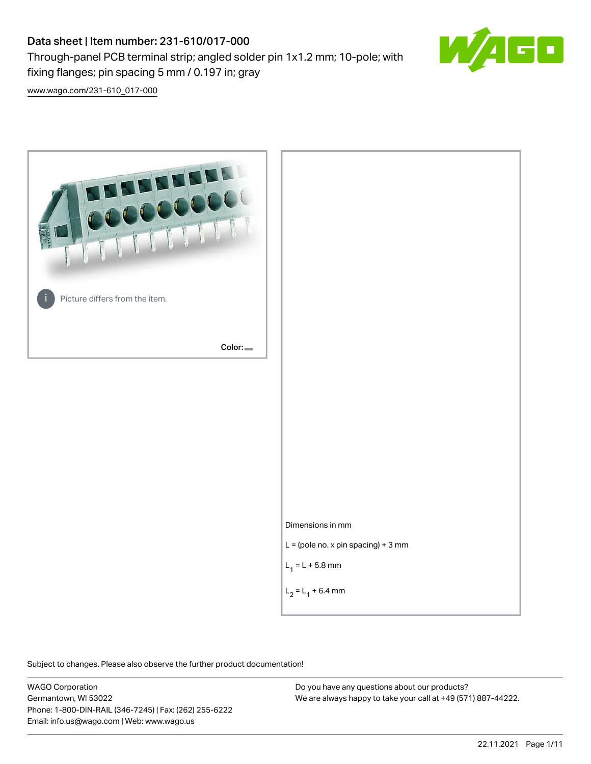# Data sheet | Item number: 231-610/017-000

Through-panel PCB terminal strip; angled solder pin 1x1.2 mm; 10-pole; with fixing flanges; pin spacing 5 mm / 0.197 in; gray

www.wago.com/231-610_017-000

Picture differs from the item.

Color:

Dimensions in mm

L = (pole no. x pin spacing) + 3 mm

$L_1$ = L + 5.8 mm

$L_2$ = $L_1$ + 6.4 mm

Subject to changes. Please also observe the further product documentation!

WAGO Corporation
Germantown, WI 53022
Phone: 1-800-DIN-RAIL (346-7245) | Fax: (262) 255-6222
Email: info.us@wago.com | Web: www.wago.us

Do you have any questions about our products?
We are always happy to take your call at +49 (571) 887-44222.

22.11.2021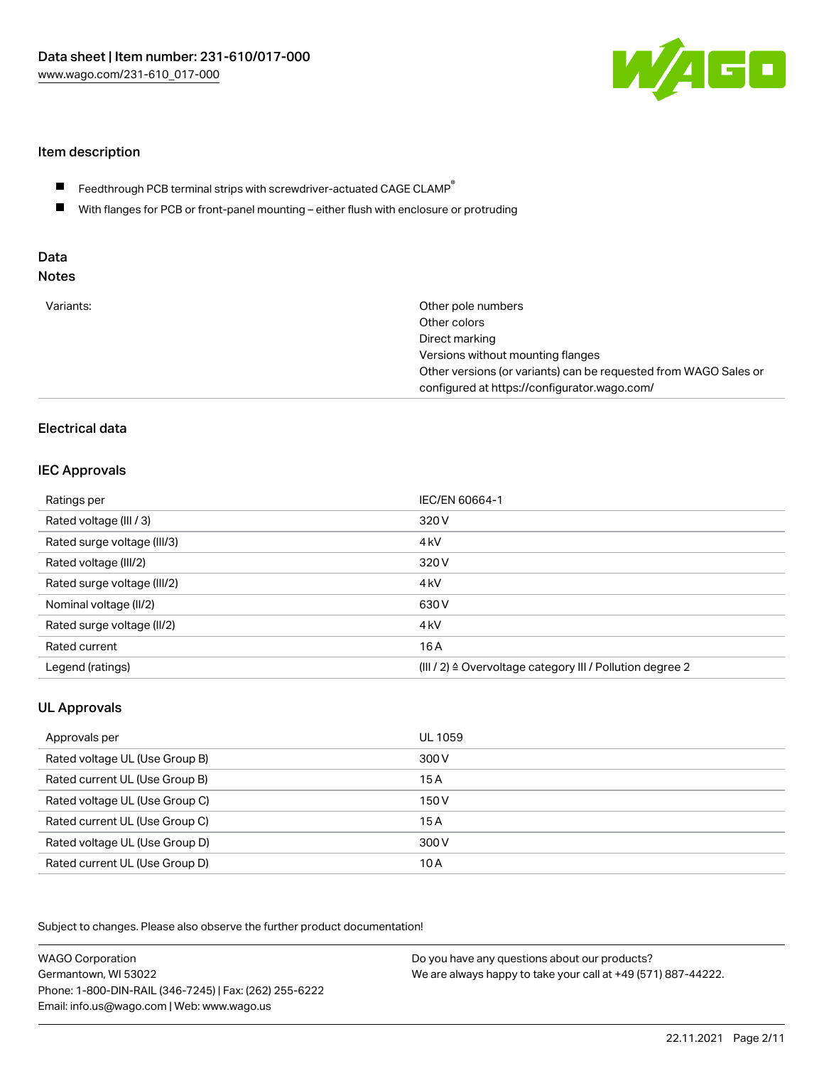## Item description

- Feedthrough PCB terminal strips with screwdriver-actuated CAGE CLAMP®
- With flanges for PCB or front-panel mounting – either flush with enclosure or protruding

## Data
### Notes

| | |
|---|---|
| Variants: | Other pole numbers<br>Other colors<br>Direct marking<br>Versions without mounting flanges<br>Other versions (or variants) can be requested from WAGO Sales or configured at https://configurator.wago.com/ |

## Electrical data

### IEC Approvals

| | |
|---|---|
| Ratings per | IEC/EN 60664-1 |
| Rated voltage (III / 3) | 320 V |
| Rated surge voltage (III/3) | 4 kV |
| Rated voltage (III/2) | 320 V |
| Rated surge voltage (III/2) | 4 kV |
| Nominal voltage (II/2) | 630 V |
| Rated surge voltage (II/2) | 4 kV |
| Rated current | 16 A |
| Legend (ratings) | (III / 2) ≙ Overvoltage category III / Pollution degree 2 |

### UL Approvals

| | |
|---|---|
| Approvals per | UL 1059 |
| Rated voltage UL (Use Group B) | 300 V |
| Rated current UL (Use Group B) | 15 A |
| Rated voltage UL (Use Group C) | 150 V |
| Rated current UL (Use Group C) | 15 A |
| Rated voltage UL (Use Group D) | 300 V |
| Rated current UL (Use Group D) | 10 A |

Subject to changes. Please also observe the further product documentation!

WAGO Corporation
Germantown, WI 53022
Phone: 1-800-DIN-RAIL (346-7245) | Fax: (262) 255-6222
Email: info.us@wago.com | Web: www.wago.us

Do you have any questions about our products?
We are always happy to take your call at +49 (571) 887-44222.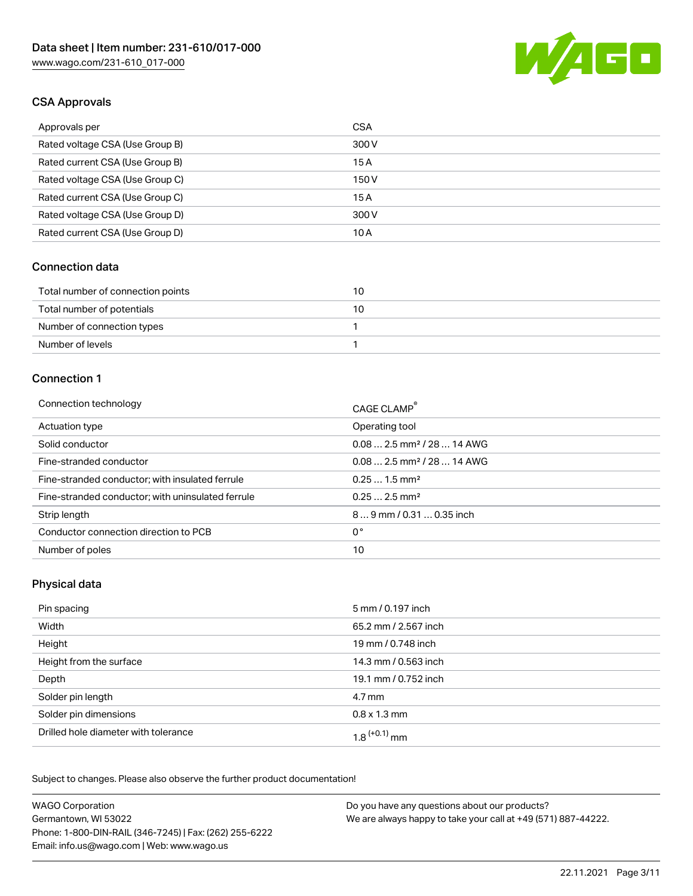## CSA Approvals

| | |
|---|---|
| Approvals per | CSA |
| Rated voltage CSA (Use Group B) | 300 V |
| Rated current CSA (Use Group B) | 15 A |
| Rated voltage CSA (Use Group C) | 150 V |
| Rated current CSA (Use Group C) | 15 A |
| Rated voltage CSA (Use Group D) | 300 V |
| Rated current CSA (Use Group D) | 10 A |

## Connection data

| | |
|---|---|
| Total number of connection points | 10 |
| Total number of potentials | 10 |
| Number of connection types | 1 |
| Number of levels | 1 |

## Connection 1

| | |
|---|---|
| Connection technology | CAGE CLAMP® |
| Actuation type | Operating tool |
| Solid conductor | 0.08 … 2.5 mm² / 28 … 14 AWG |
| Fine-stranded conductor | 0.08 … 2.5 mm² / 28 … 14 AWG |
| Fine-stranded conductor; with insulated ferrule | 0.25 … 1.5 mm² |
| Fine-stranded conductor; with uninsulated ferrule | 0.25 … 2.5 mm² |
| Strip length | 8 … 9 mm / 0.31 … 0.35 inch |
| Conductor connection direction to PCB | 0 ° |
| Number of poles | 10 |

## Physical data

| | |
|---|---|
| Pin spacing | 5 mm / 0.197 inch |
| Width | 65.2 mm / 2.567 inch |
| Height | 19 mm / 0.748 inch |
| Height from the surface | 14.3 mm / 0.563 inch |
| Depth | 19.1 mm / 0.752 inch |
| Solder pin length | 4.7 mm |
| Solder pin dimensions | 0.8 x 1.3 mm |
| Drilled hole diameter with tolerance | $1.8^{(+0.1)}$ mm |

Subject to changes. Please also observe the further product documentation!

WAGO Corporation
Germantown, WI 53022
Phone: 1-800-DIN-RAIL (346-7245) | Fax: (262) 255-6222
Email: info.us@wago.com | Web: www.wago.us

Do you have any questions about our products?
We are always happy to take your call at +49 (571) 887-44222.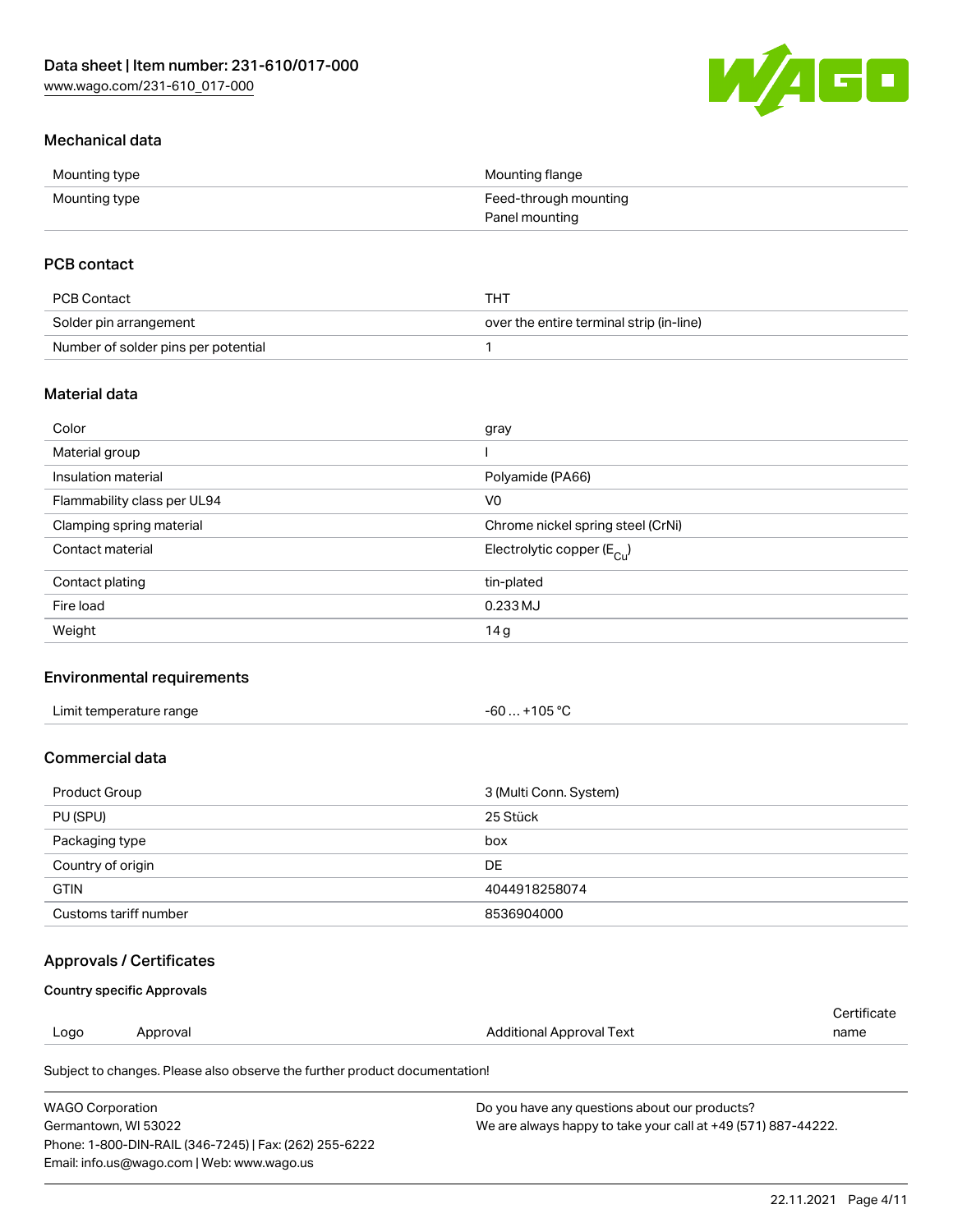## Mechanical data

| | |
|---|---|
| Mounting type | Mounting flange |
| Mounting type | Feed-through mounting<br>Panel mounting |

## PCB contact

| | |
|---|---|
| PCB Contact | THT |
| Solder pin arrangement | over the entire terminal strip (in-line) |
| Number of solder pins per potential | 1 |

## Material data

| | |
|---|---|
| Color | gray |
| Material group | I |
| Insulation material | Polyamide (PA66) |
| Flammability class per UL94 | V0 |
| Clamping spring material | Chrome nickel spring steel (CrNi) |
| Contact material | Electrolytic copper ($E_{Cu}$) |
| Contact plating | tin-plated |
| Fire load | 0.233 MJ |
| Weight | 14 g |

## Environmental requirements

| | |
|---|---|
| Limit temperature range | -60 … +105 °C |

## Commercial data

| | |
|---|---|
| Product Group | 3 (Multi Conn. System) |
| PU (SPU) | 25 Stück |
| Packaging type | box |
| Country of origin | DE |
| GTIN | 4044918258074 |
| Customs tariff number | 8536904000 |

## Approvals / Certificates

### Country specific Approvals

| Logo | Approval | Additional Approval Text | Certificate name |
|---|---|---|---|

Subject to changes. Please also observe the further product documentation!

WAGO Corporation
Germantown, WI 53022
Phone: 1-800-DIN-RAIL (346-7245) | Fax: (262) 255-6222
Email: info.us@wago.com | Web: www.wago.us

Do you have any questions about our products?
We are always happy to take your call at +49 (571) 887-44222.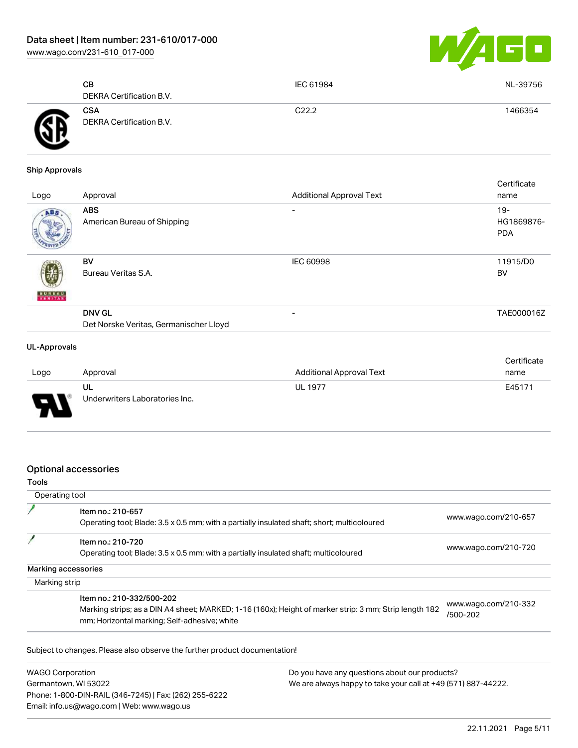| Logo | Approval | Additional Approval Text | Certificate name |
|---|---|---|---|
| | **CB**<br>DEKRA Certification B.V. | IEC 61984 | NL-39756 |
| | **CSA**<br>DEKRA Certification B.V. | C22.2 | 1466354 |

### Ship Approvals

| Logo | Approval | Additional Approval Text | Certificate name |
|---|---|---|---|
| | **ABS**<br>American Bureau of Shipping | - | 19-HG1869876-PDA |
| | **BV**<br>Bureau Veritas S.A. | IEC 60998 | 11915/D0 BV |
| | **DNV GL**<br>Det Norske Veritas, Germanischer Lloyd | - | TAE000016Z |

### UL-Approvals

| Logo | Approval | Additional Approval Text | Certificate name |
|---|---|---|---|
| | **UL**<br>Underwriters Laboratories Inc. | UL 1977 | E45171 |

## Optional accessories

### Tools

Operating tool

| | | |
|---|---|---|
| | **Item no.: 210-657**<br>Operating tool; Blade: 3.5 x 0.5 mm; with a partially insulated shaft; short; multicoloured | www.wago.com/210-657 |
| | **Item no.: 210-720**<br>Operating tool; Blade: 3.5 x 0.5 mm; with a partially insulated shaft; multicoloured | www.wago.com/210-720 |

### Marking accessories

Marking strip

| | | |
|---|---|---|
| | **Item no.: 210-332/500-202**<br>Marking strips; as a DIN A4 sheet; MARKED; 1-16 (160x); Height of marker strip: 3 mm; Strip length 182 mm; Horizontal marking; Self-adhesive; white | www.wago.com/210-332/500-202 |

Subject to changes. Please also observe the further product documentation!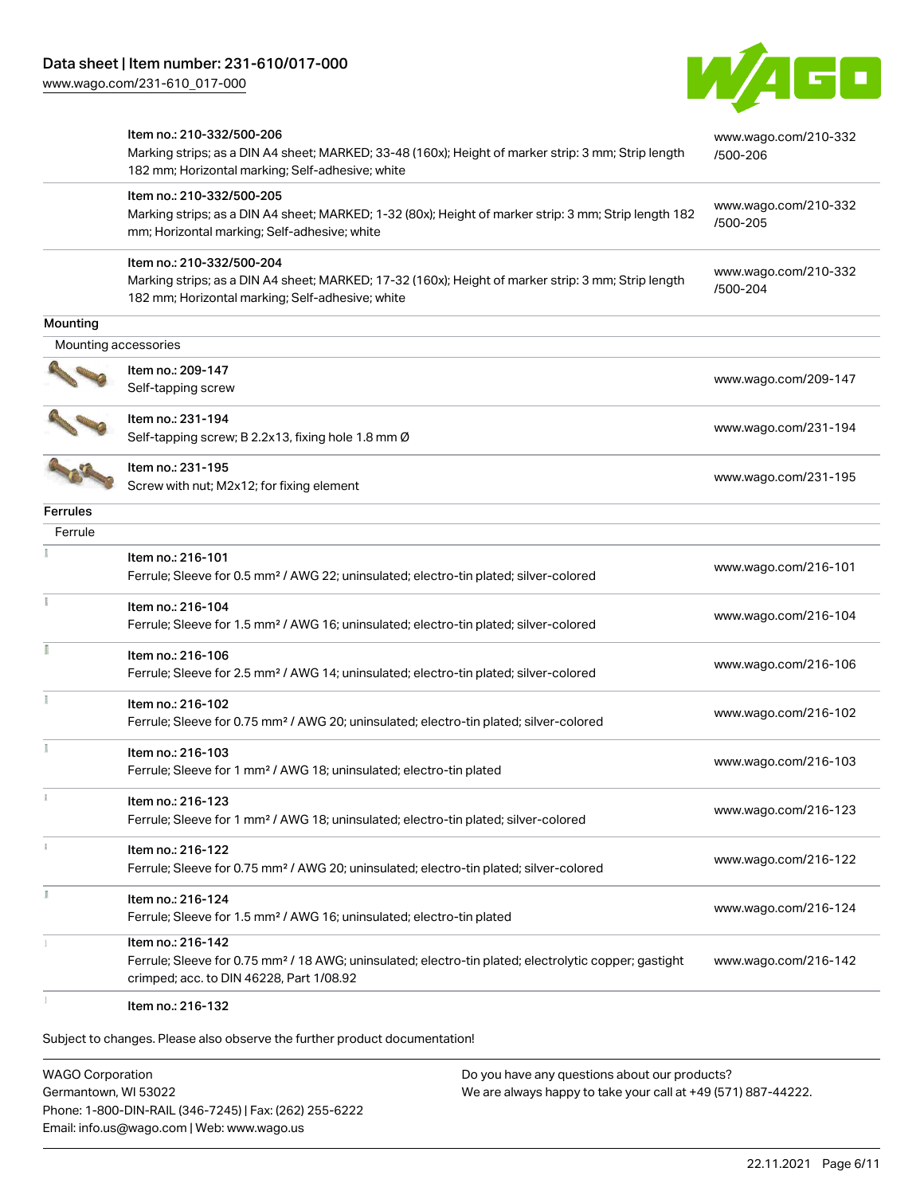| | | |
|---|---|---|
| | Item no.: 210-332/500-206<br>Marking strips; as a DIN A4 sheet; MARKED; 33-48 (160x); Height of marker strip: 3 mm; Strip length 182 mm; Horizontal marking; Self-adhesive; white | www.wago.com/210-332/500-206 |
| | Item no.: 210-332/500-205<br>Marking strips; as a DIN A4 sheet; MARKED; 1-32 (80x); Height of marker strip: 3 mm; Strip length 182 mm; Horizontal marking; Self-adhesive; white | www.wago.com/210-332/500-205 |
| | Item no.: 210-332/500-204<br>Marking strips; as a DIN A4 sheet; MARKED; 17-32 (160x); Height of marker strip: 3 mm; Strip length 182 mm; Horizontal marking; Self-adhesive; white | www.wago.com/210-332/500-204 |

## Mounting

Mounting accessories

| | | |
|---|---|---|
| | Item no.: 209-147<br>Self-tapping screw | www.wago.com/209-147 |
| | Item no.: 231-194<br>Self-tapping screw; B 2.2x13, fixing hole 1.8 mm Ø | www.wago.com/231-194 |
| | Item no.: 231-195<br>Screw with nut; M2x12; for fixing element | www.wago.com/231-195 |

## Ferrules

Ferrule

| | | |
|---|---|---|
| | Item no.: 216-101<br>Ferrule; Sleeve for 0.5 mm² / AWG 22; uninsulated; electro-tin plated; silver-colored | www.wago.com/216-101 |
| | Item no.: 216-104<br>Ferrule; Sleeve for 1.5 mm² / AWG 16; uninsulated; electro-tin plated; silver-colored | www.wago.com/216-104 |
| | Item no.: 216-106<br>Ferrule; Sleeve for 2.5 mm² / AWG 14; uninsulated; electro-tin plated; silver-colored | www.wago.com/216-106 |
| | Item no.: 216-102<br>Ferrule; Sleeve for 0.75 mm² / AWG 20; uninsulated; electro-tin plated; silver-colored | www.wago.com/216-102 |
| | Item no.: 216-103<br>Ferrule; Sleeve for 1 mm² / AWG 18; uninsulated; electro-tin plated | www.wago.com/216-103 |
| | Item no.: 216-123<br>Ferrule; Sleeve for 1 mm² / AWG 18; uninsulated; electro-tin plated; silver-colored | www.wago.com/216-123 |
| | Item no.: 216-122<br>Ferrule; Sleeve for 0.75 mm² / AWG 20; uninsulated; electro-tin plated; silver-colored | www.wago.com/216-122 |
| | Item no.: 216-124<br>Ferrule; Sleeve for 1.5 mm² / AWG 16; uninsulated; electro-tin plated | www.wago.com/216-124 |
| | Item no.: 216-142<br>Ferrule; Sleeve for 0.75 mm² / 18 AWG; uninsulated; electro-tin plated; electrolytic copper; gastight crimped; acc. to DIN 46228, Part 1/08.92 | www.wago.com/216-142 |
| | Item no.: 216-132 | |

Subject to changes. Please also observe the further product documentation!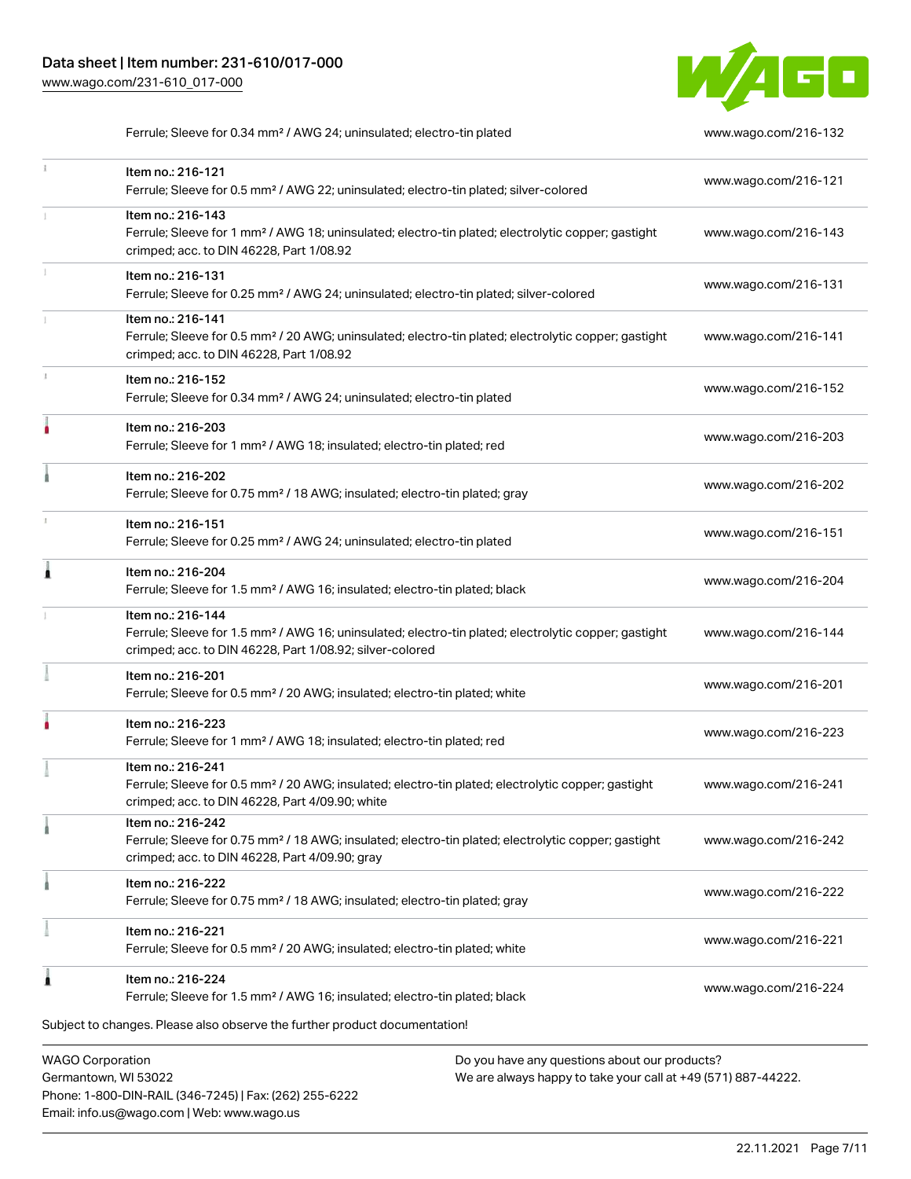| | | |
|---|---|---|
| | Ferrule; Sleeve for 0.34 mm² / AWG 24; uninsulated; electro-tin plated | www.wago.com/216-132 |
| | Item no.: 216-121<br>Ferrule; Sleeve for 0.5 mm² / AWG 22; uninsulated; electro-tin plated; silver-colored | www.wago.com/216-121 |
| | Item no.: 216-143<br>Ferrule; Sleeve for 1 mm² / AWG 18; uninsulated; electro-tin plated; electrolytic copper; gastight crimped; acc. to DIN 46228, Part 1/08.92 | www.wago.com/216-143 |
| | Item no.: 216-131<br>Ferrule; Sleeve for 0.25 mm² / AWG 24; uninsulated; electro-tin plated; silver-colored | www.wago.com/216-131 |
| | Item no.: 216-141<br>Ferrule; Sleeve for 0.5 mm² / 20 AWG; uninsulated; electro-tin plated; electrolytic copper; gastight crimped; acc. to DIN 46228, Part 1/08.92 | www.wago.com/216-141 |
| | Item no.: 216-152<br>Ferrule; Sleeve for 0.34 mm² / AWG 24; uninsulated; electro-tin plated | www.wago.com/216-152 |
| | Item no.: 216-203<br>Ferrule; Sleeve for 1 mm² / AWG 18; insulated; electro-tin plated; red | www.wago.com/216-203 |
| | Item no.: 216-202<br>Ferrule; Sleeve for 0.75 mm² / 18 AWG; insulated; electro-tin plated; gray | www.wago.com/216-202 |
| | Item no.: 216-151<br>Ferrule; Sleeve for 0.25 mm² / AWG 24; uninsulated; electro-tin plated | www.wago.com/216-151 |
| | Item no.: 216-204<br>Ferrule; Sleeve for 1.5 mm² / AWG 16; insulated; electro-tin plated; black | www.wago.com/216-204 |
| | Item no.: 216-144<br>Ferrule; Sleeve for 1.5 mm² / AWG 16; uninsulated; electro-tin plated; electrolytic copper; gastight crimped; acc. to DIN 46228, Part 1/08.92; silver-colored | www.wago.com/216-144 |
| | Item no.: 216-201<br>Ferrule; Sleeve for 0.5 mm² / 20 AWG; insulated; electro-tin plated; white | www.wago.com/216-201 |
| | Item no.: 216-223<br>Ferrule; Sleeve for 1 mm² / AWG 18; insulated; electro-tin plated; red | www.wago.com/216-223 |
| | Item no.: 216-241<br>Ferrule; Sleeve for 0.5 mm² / 20 AWG; insulated; electro-tin plated; electrolytic copper; gastight crimped; acc. to DIN 46228, Part 4/09.90; white | www.wago.com/216-241 |
| | Item no.: 216-242<br>Ferrule; Sleeve for 0.75 mm² / 18 AWG; insulated; electro-tin plated; electrolytic copper; gastight crimped; acc. to DIN 46228, Part 4/09.90; gray | www.wago.com/216-242 |
| | Item no.: 216-222<br>Ferrule; Sleeve for 0.75 mm² / 18 AWG; insulated; electro-tin plated; gray | www.wago.com/216-222 |
| | Item no.: 216-221<br>Ferrule; Sleeve for 0.5 mm² / 20 AWG; insulated; electro-tin plated; white | www.wago.com/216-221 |
| | Item no.: 216-224<br>Ferrule; Sleeve for 1.5 mm² / AWG 16; insulated; electro-tin plated; black | www.wago.com/216-224 |

Subject to changes. Please also observe the further product documentation!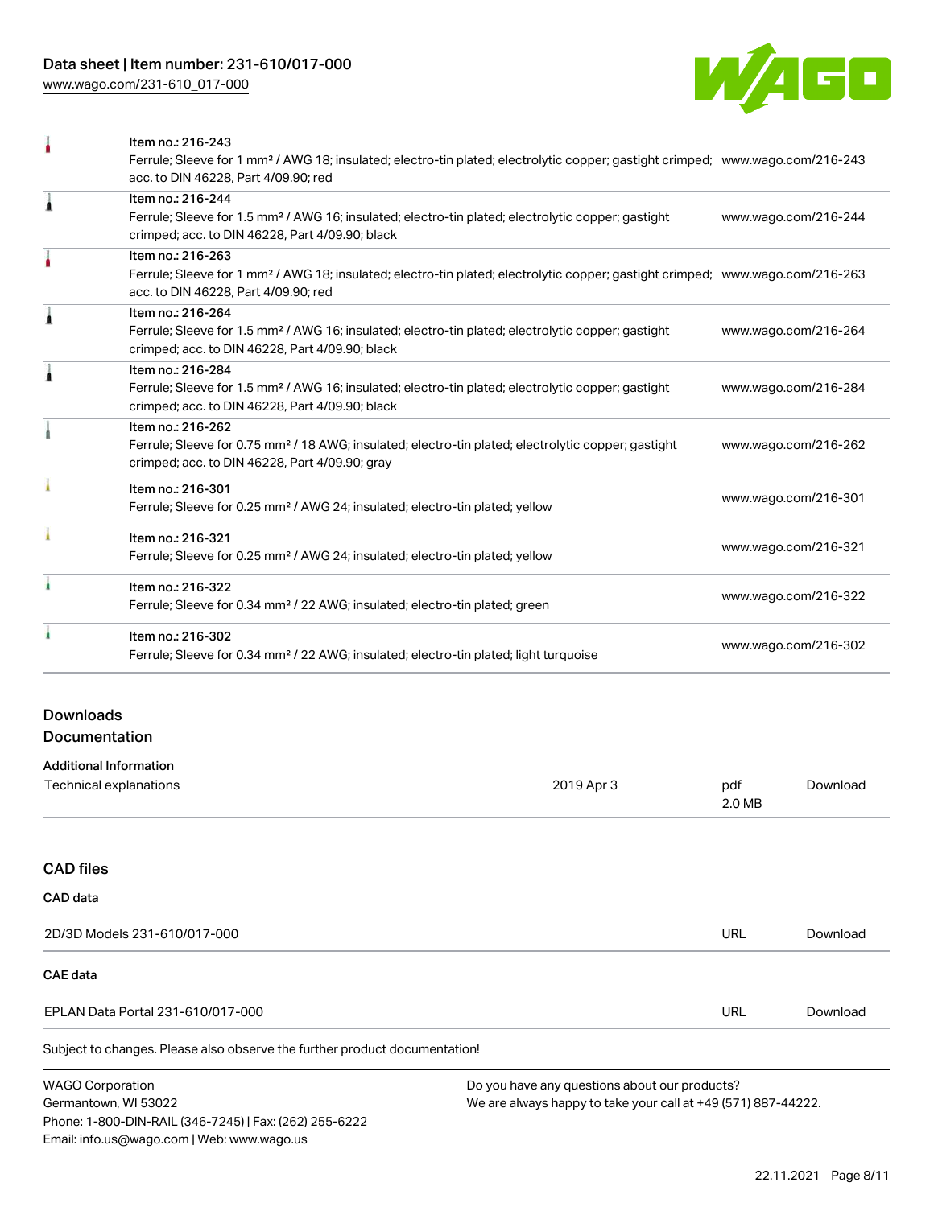| | | |
|---|---|---|
| | Item no.: 216-243<br>Ferrule; Sleeve for 1 mm² / AWG 18; insulated; electro-tin plated; electrolytic copper; gastight crimped; acc. to DIN 46228, Part 4/09.90; red | www.wago.com/216-243 |
| | Item no.: 216-244<br>Ferrule; Sleeve for 1.5 mm² / AWG 16; insulated; electro-tin plated; electrolytic copper; gastight crimped; acc. to DIN 46228, Part 4/09.90; black | www.wago.com/216-244 |
| | Item no.: 216-263<br>Ferrule; Sleeve for 1 mm² / AWG 18; insulated; electro-tin plated; electrolytic copper; gastight crimped; acc. to DIN 46228, Part 4/09.90; red | www.wago.com/216-263 |
| | Item no.: 216-264<br>Ferrule; Sleeve for 1.5 mm² / AWG 16; insulated; electro-tin plated; electrolytic copper; gastight crimped; acc. to DIN 46228, Part 4/09.90; black | www.wago.com/216-264 |
| | Item no.: 216-284<br>Ferrule; Sleeve for 1.5 mm² / AWG 16; insulated; electro-tin plated; electrolytic copper; gastight crimped; acc. to DIN 46228, Part 4/09.90; black | www.wago.com/216-284 |
| | Item no.: 216-262<br>Ferrule; Sleeve for 0.75 mm² / 18 AWG; insulated; electro-tin plated; electrolytic copper; gastight crimped; acc. to DIN 46228, Part 4/09.90; gray | www.wago.com/216-262 |
| | Item no.: 216-301<br>Ferrule; Sleeve for 0.25 mm² / AWG 24; insulated; electro-tin plated; yellow | www.wago.com/216-301 |
| | Item no.: 216-321<br>Ferrule; Sleeve for 0.25 mm² / AWG 24; insulated; electro-tin plated; yellow | www.wago.com/216-321 |
| | Item no.: 216-322<br>Ferrule; Sleeve for 0.34 mm² / 22 AWG; insulated; electro-tin plated; green | www.wago.com/216-322 |
| | Item no.: 216-302<br>Ferrule; Sleeve for 0.34 mm² / 22 AWG; insulated; electro-tin plated; light turquoise | www.wago.com/216-302 |

## Downloads

### Documentation

**Additional Information**

| | | | |
|---|---|---|---|
| Technical explanations | 2019 Apr 3 | pdf<br>2.0 MB | Download |

## CAD files

**CAD data**

| | | |
|---|---|---|
| 2D/3D Models 231-610/017-000 | URL | Download |

**CAE data**

| | | |
|---|---|---|
| EPLAN Data Portal 231-610/017-000 | URL | Download |

Subject to changes. Please also observe the further product documentation!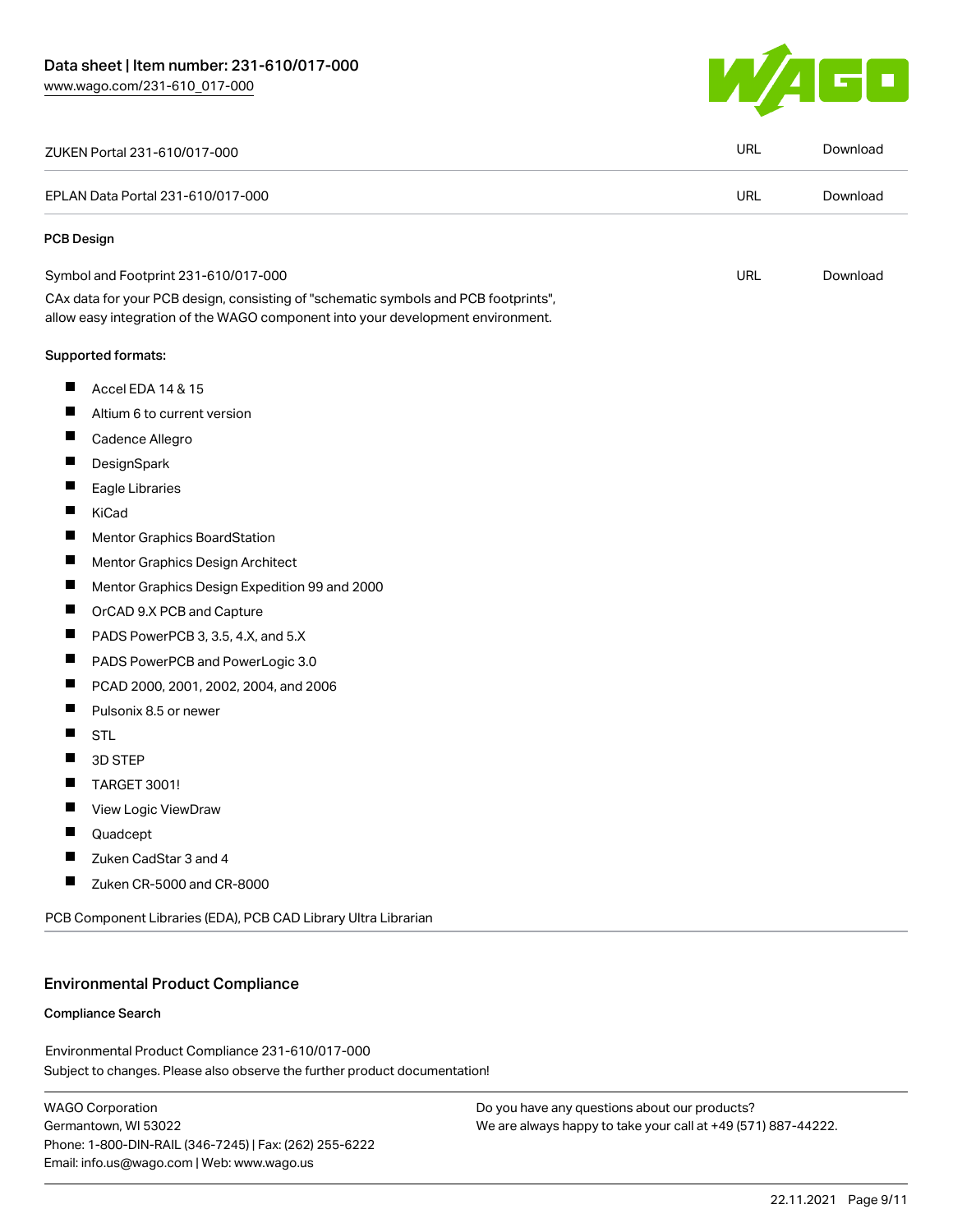| | | |
|---|---|---|
| ZUKEN Portal 231-610/017-000 | URL | Download |
| EPLAN Data Portal 231-610/017-000 | URL | Download |

**PCB Design**

| | | |
|---|---|---|
| Symbol and Footprint 231-610/017-000 | URL | Download |

CAx data for your PCB design, consisting of "schematic symbols and PCB footprints", allow easy integration of the WAGO component into your development environment.

Supported formats:

- Accel EDA 14 & 15
- Altium 6 to current version
- Cadence Allegro
- DesignSpark
- Eagle Libraries
- KiCad
- Mentor Graphics BoardStation
- Mentor Graphics Design Architect
- Mentor Graphics Design Expedition 99 and 2000
- OrCAD 9.X PCB and Capture
- PADS PowerPCB 3, 3.5, 4.X, and 5.X
- PADS PowerPCB and PowerLogic 3.0
- PCAD 2000, 2001, 2002, 2004, and 2006
- Pulsonix 8.5 or newer
- STL
- 3D STEP
- TARGET 3001!
- View Logic ViewDraw
- Quadcept
- Zuken CadStar 3 and 4
- Zuken CR-5000 and CR-8000

PCB Component Libraries (EDA), PCB CAD Library Ultra Librarian

## Environmental Product Compliance

**Compliance Search**

Environmental Product Compliance 231-610/017-000

Subject to changes. Please also observe the further product documentation!

WAGO Corporation
Germantown, WI 53022
Phone: 1-800-DIN-RAIL (346-7245) | Fax: (262) 255-6222
Email: info.us@wago.com | Web: www.wago.us

Do you have any questions about our products?
We are always happy to take your call at +49 (571) 887-44222.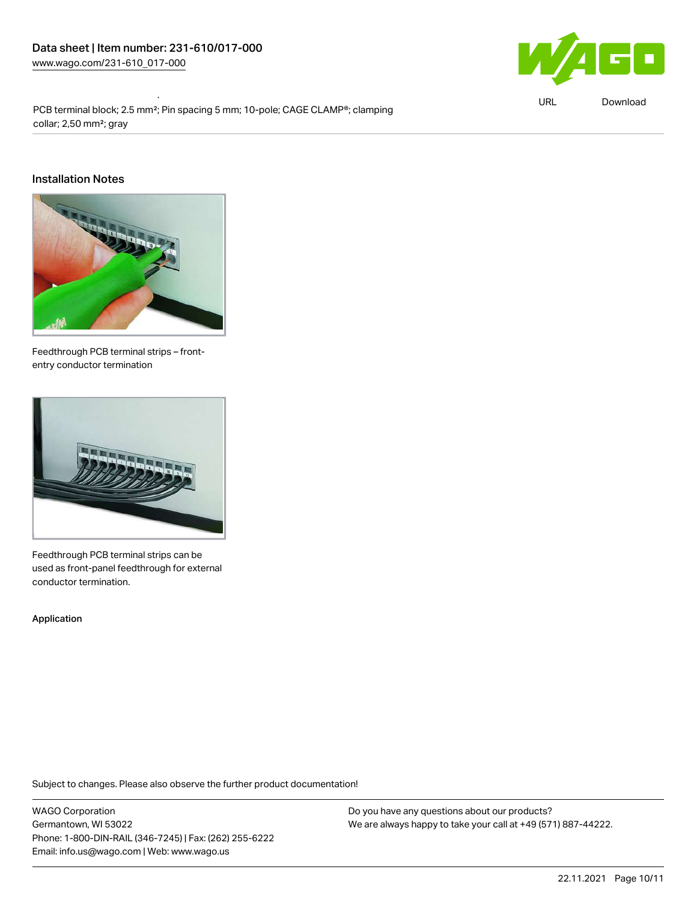PCB terminal block; 2.5 mm²; Pin spacing 5 mm; 10-pole; CAGE CLAMP®; clamping collar; 2,50 mm²; gray

## Installation Notes

Feedthrough PCB terminal strips – front-entry conductor termination

Feedthrough PCB terminal strips can be used as front-panel feedthrough for external conductor termination.

**Application**

Subject to changes. Please also observe the further product documentation!

WAGO Corporation
Germantown, WI 53022
Phone: 1-800-DIN-RAIL (346-7245) | Fax: (262) 255-6222
Email: info.us@wago.com | Web: www.wago.us

Do you have any questions about our products?
We are always happy to take your call at +49 (571) 887-44222.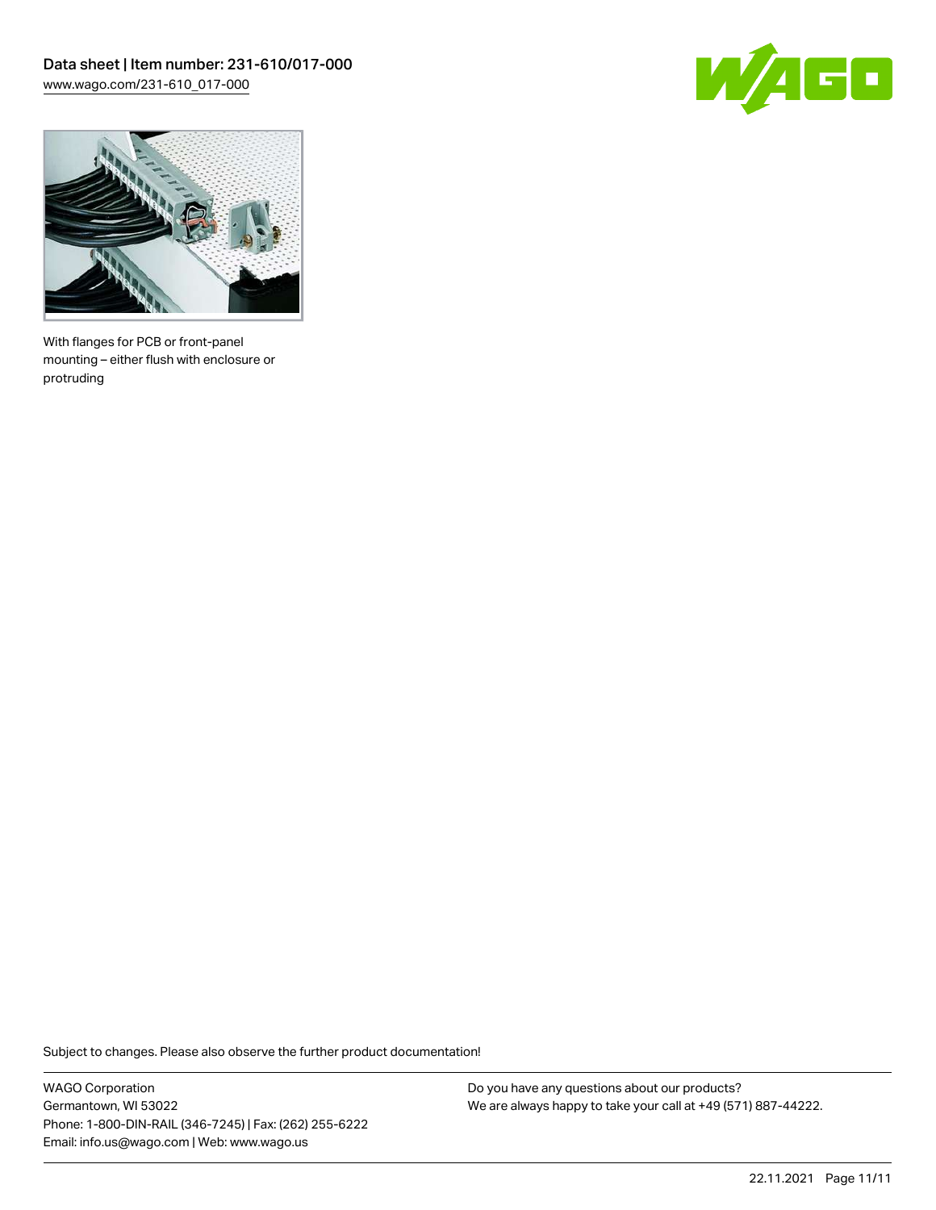With flanges for PCB or front-panel mounting – either flush with enclosure or protruding

Subject to changes. Please also observe the further product documentation!

WAGO Corporation
Germantown, WI 53022
Phone: 1-800-DIN-RAIL (346-7245) | Fax: (262) 255-6222
Email: info.us@wago.com | Web: www.wago.us

Do you have any questions about our products?
We are always happy to take your call at +49 (571) 887-44222.